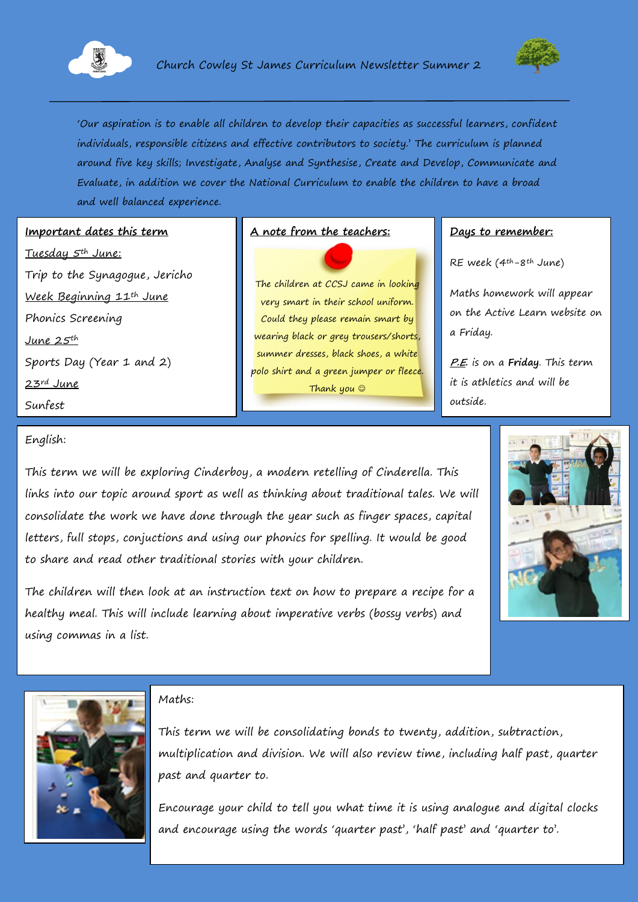# Church Cowley St James Curriculum Newsletter Summer 2

'Our aspiration is to enable all children to develop their capacities as successful learners, confident individuals, responsible citizens and effective contributors to society.' The curriculum is planned around five key skills; Investigate, Analyse and Synthesise, Create and Develop, Communicate and Evaluate, in addition we cover the National Curriculum to enable the children to have a broad and well balanced experience.

## Important dates this term

Tuesday 5th June:

Trip to the Synagogue, Jericho

Week Beginning 11th June

Phonics Screening

June 25th

Sports Day (Year 1 and 2)

23rd June

Sunfest

## A note from the teachers:

The children at CCSJ came in looking very smart in their school uniform. Could they please remain smart by wearing black or grey trousers/shorts, summer dresses, black shoes, a white polo shirt and a green jumper or fleece. Thank you ☺

## Days to remember:

RE week (4th-8th June)

Maths homework will appear on the Active Learn website on a Friday.

P.E. is on a **Friday**. This term it is athletics and will be outside.

## English:

This term we will be exploring Cinderboy, a modern retelling of Cinderella. This links into our topic around sport as well as thinking about traditional tales. We will consolidate the work we have done through the year such as finger spaces, capital letters, full stops, conjuctions and using our phonics for spelling. It would be good to share and read other traditional stories with your children.

The children will then look at an instruction text on how to prepare a recipe for a healthy meal. This will include learning about imperative verbs (bossy verbs) and using commas in a list.

## Maths:

This term we will be consolidating bonds to twenty, addition, subtraction, multiplication and division. We will also review time, including half past, quarter past and quarter to.

Encourage your child to tell you what time it is using analogue and digital clocks and encourage using the words 'quarter past', 'half past' and 'quarter to'.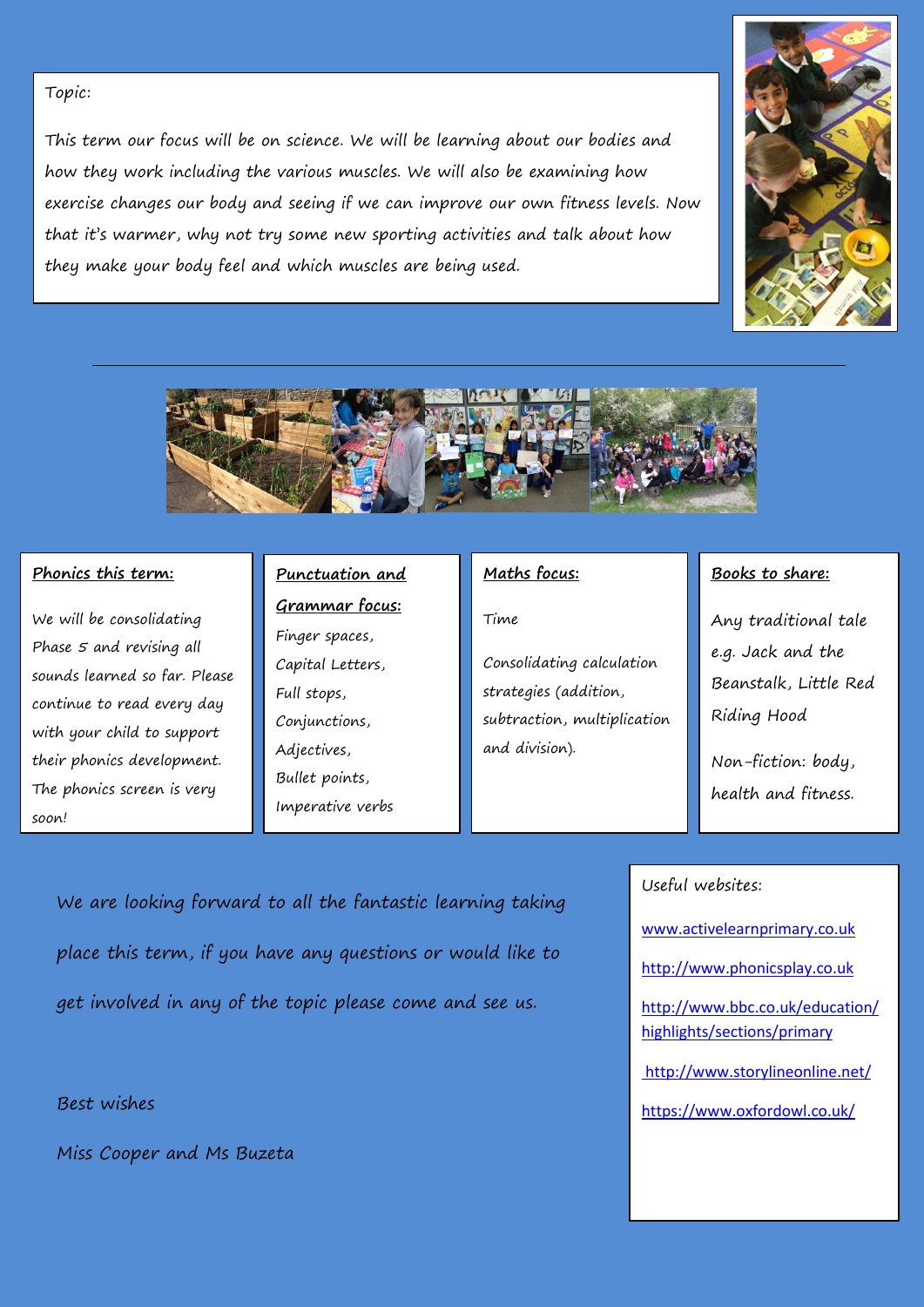Topic:

This term our focus will be on science. We will be learning about our bodies and how they work including the various muscles. We will also be examining how exercise changes our body and seeing if we can improve our own fitness levels. Now that it's warmer, why not try some new sporting activities and talk about how they make your body feel and which muscles are being used.

---

**Phonics this term:**

We will be consolidating Phase 5 and revising all sounds learned so far. Please continue to read every day with your child to support their phonics development. The phonics screen is very soon!

**Punctuation and Grammar focus:**

Finger spaces,
Capital Letters,
Full stops,
Conjunctions,
Adjectives,
Bullet points,
Imperative verbs

**Maths focus:**

Time

Consolidating calculation strategies (addition, subtraction, multiplication and division).

**Books to share:**

Any traditional tale e.g. Jack and the Beanstalk, Little Red Riding Hood

Non-fiction: body, health and fitness.

We are looking forward to all the fantastic learning taking place this term, if you have any questions or would like to get involved in any of the topic please come and see us.

Best wishes

Miss Cooper and Ms Buzeta

Useful websites:

www.activelearnprimary.co.uk

http://www.phonicsplay.co.uk

http://www.bbc.co.uk/education/highlights/sections/primary

http://www.storylineonline.net/

https://www.oxfordowl.co.uk/